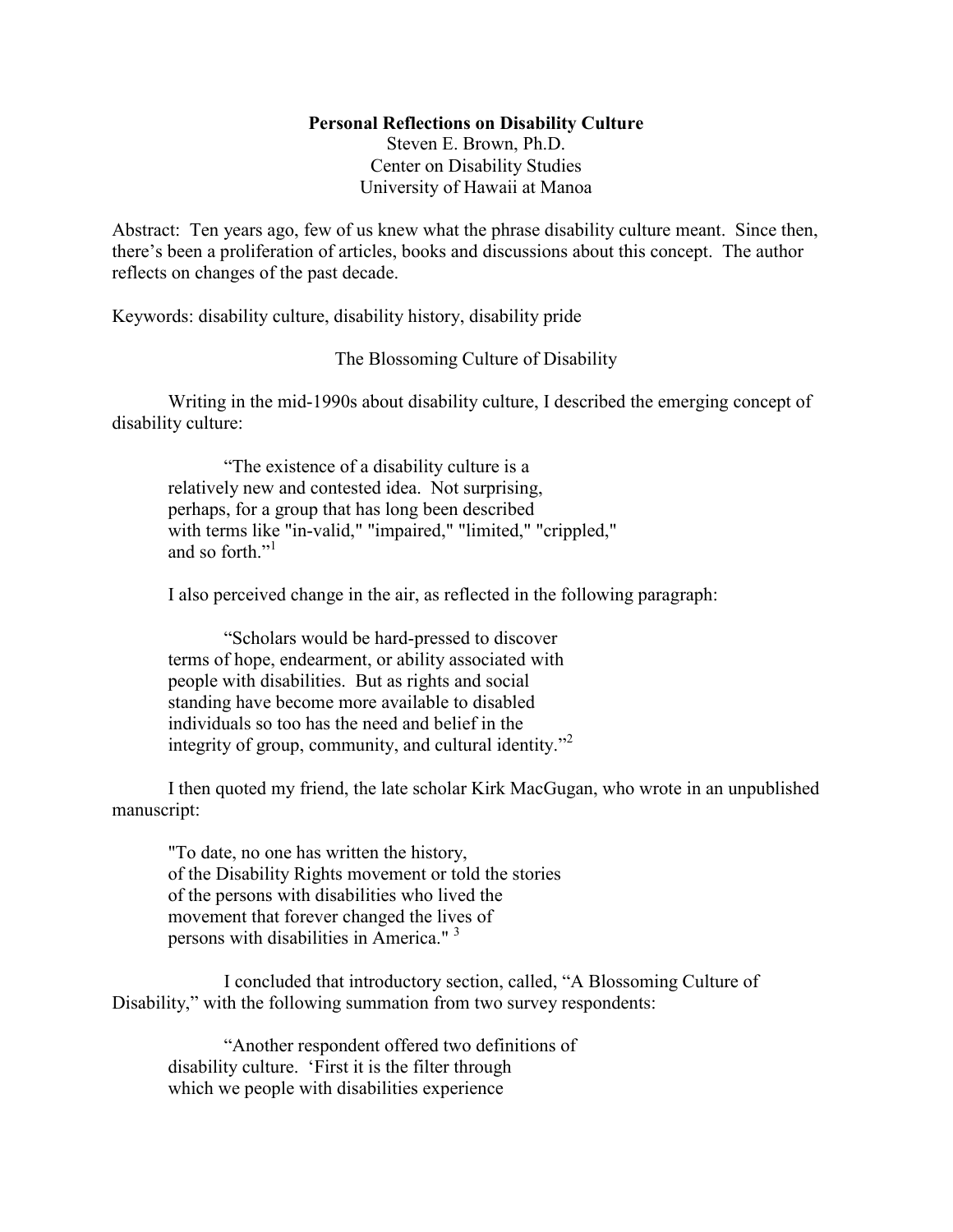# Personal Reflections on Disability Culture

Steven E. Brown, Ph.D.
Center on Disability Studies
University of Hawaii at Manoa

Abstract: Ten years ago, few of us knew what the phrase disability culture meant. Since then, there's been a proliferation of articles, books and discussions about this concept. The author reflects on changes of the past decade.

Keywords: disability culture, disability history, disability pride

## The Blossoming Culture of Disability

Writing in the mid-1990s about disability culture, I described the emerging concept of disability culture:

> "The existence of a disability culture is a relatively new and contested idea. Not surprising, perhaps, for a group that has long been described with terms like "in-valid," "impaired," "limited," "crippled," and so forth."[1]

I also perceived change in the air, as reflected in the following paragraph:

> "Scholars would be hard-pressed to discover terms of hope, endearment, or ability associated with people with disabilities. But as rights and social standing have become more available to disabled individuals so too has the need and belief in the integrity of group, community, and cultural identity."[2]

I then quoted my friend, the late scholar Kirk MacGugan, who wrote in an unpublished manuscript:

> "To date, no one has written the history, of the Disability Rights movement or told the stories of the persons with disabilities who lived the movement that forever changed the lives of persons with disabilities in America." [3]

I concluded that introductory section, called, "A Blossoming Culture of Disability," with the following summation from two survey respondents:

> "Another respondent offered two definitions of disability culture. 'First it is the filter through which we people with disabilities experience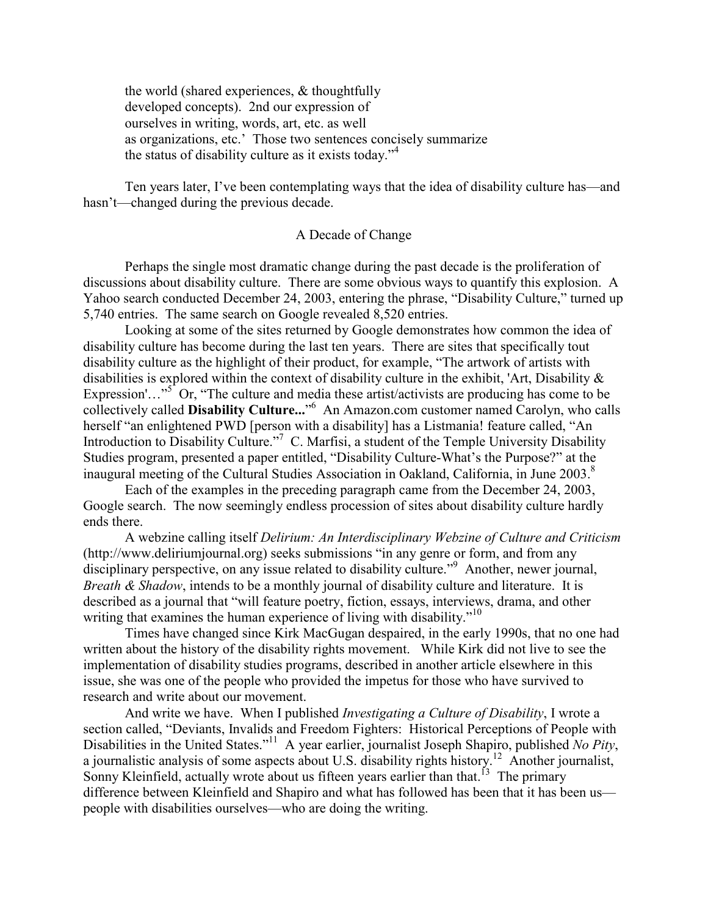> the world (shared experiences, & thoughtfully developed concepts). 2nd our expression of ourselves in writing, words, art, etc. as well as organizations, etc.' Those two sentences concisely summarize the status of disability culture as it exists today."[4]

Ten years later, I've been contemplating ways that the idea of disability culture has—and hasn't—changed during the previous decade.

## A Decade of Change

Perhaps the single most dramatic change during the past decade is the proliferation of discussions about disability culture. There are some obvious ways to quantify this explosion. A Yahoo search conducted December 24, 2003, entering the phrase, "Disability Culture," turned up 5,740 entries. The same search on Google revealed 8,520 entries.

Looking at some of the sites returned by Google demonstrates how common the idea of disability culture has become during the last ten years. There are sites that specifically tout disability culture as the highlight of their product, for example, "The artwork of artists with disabilities is explored within the context of disability culture in the exhibit, 'Art, Disability & Expression'…"[5] Or, "The culture and media these artist/activists are producing has come to be collectively called **Disability Culture...**"[6] An Amazon.com customer named Carolyn, who calls herself "an enlightened PWD [person with a disability] has a Listmania! feature called, "An Introduction to Disability Culture."[7] C. Marfisi, a student of the Temple University Disability Studies program, presented a paper entitled, "Disability Culture-What's the Purpose?" at the inaugural meeting of the Cultural Studies Association in Oakland, California, in June 2003.[8]

Each of the examples in the preceding paragraph came from the December 24, 2003, Google search. The now seemingly endless procession of sites about disability culture hardly ends there.

A webzine calling itself *Delirium: An Interdisciplinary Webzine of Culture and Criticism* (http://www.deliriumjournal.org) seeks submissions "in any genre or form, and from any disciplinary perspective, on any issue related to disability culture."[9] Another, newer journal, *Breath & Shadow*, intends to be a monthly journal of disability culture and literature. It is described as a journal that "will feature poetry, fiction, essays, interviews, drama, and other writing that examines the human experience of living with disability."[10]

Times have changed since Kirk MacGugan despaired, in the early 1990s, that no one had written about the history of the disability rights movement. While Kirk did not live to see the implementation of disability studies programs, described in another article elsewhere in this issue, she was one of the people who provided the impetus for those who have survived to research and write about our movement.

And write we have. When I published *Investigating a Culture of Disability*, I wrote a section called, "Deviants, Invalids and Freedom Fighters: Historical Perceptions of People with Disabilities in the United States."[11] A year earlier, journalist Joseph Shapiro, published *No Pity*, a journalistic analysis of some aspects about U.S. disability rights history.[12] Another journalist, Sonny Kleinfield, actually wrote about us fifteen years earlier than that.[13] The primary difference between Kleinfield and Shapiro and what has followed has been that it has been us—people with disabilities ourselves—who are doing the writing.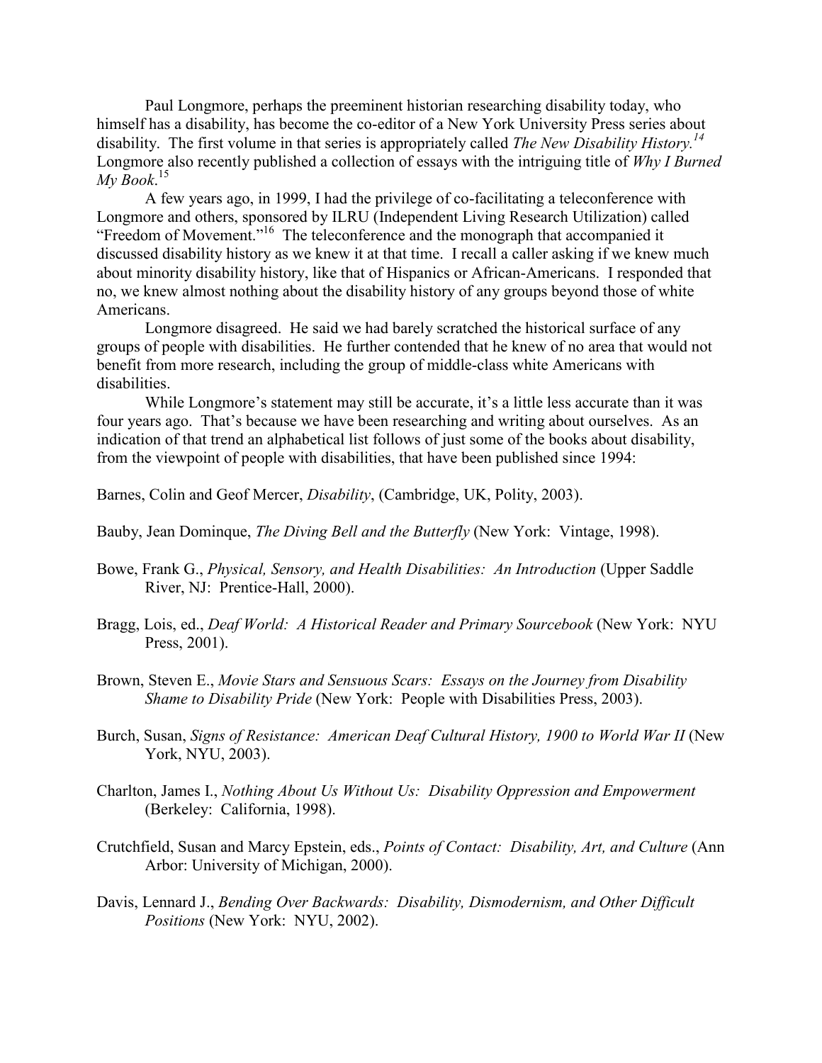Paul Longmore, perhaps the preeminent historian researching disability today, who himself has a disability, has become the co-editor of a New York University Press series about disability. The first volume in that series is appropriately called *The New Disability History.*[14] Longmore also recently published a collection of essays with the intriguing title of *Why I Burned My Book*.[15]

A few years ago, in 1999, I had the privilege of co-facilitating a teleconference with Longmore and others, sponsored by ILRU (Independent Living Research Utilization) called "Freedom of Movement."[16] The teleconference and the monograph that accompanied it discussed disability history as we knew it at that time. I recall a caller asking if we knew much about minority disability history, like that of Hispanics or African-Americans. I responded that no, we knew almost nothing about the disability history of any groups beyond those of white Americans.

Longmore disagreed. He said we had barely scratched the historical surface of any groups of people with disabilities. He further contended that he knew of no area that would not benefit from more research, including the group of middle-class white Americans with disabilities.

While Longmore's statement may still be accurate, it's a little less accurate than it was four years ago. That's because we have been researching and writing about ourselves. As an indication of that trend an alphabetical list follows of just some of the books about disability, from the viewpoint of people with disabilities, that have been published since 1994:

Barnes, Colin and Geof Mercer, *Disability*, (Cambridge, UK, Polity, 2003).

Bauby, Jean Dominque, *The Diving Bell and the Butterfly* (New York: Vintage, 1998).

Bowe, Frank G., *Physical, Sensory, and Health Disabilities: An Introduction* (Upper Saddle River, NJ: Prentice-Hall, 2000).

Bragg, Lois, ed., *Deaf World: A Historical Reader and Primary Sourcebook* (New York: NYU Press, 2001).

Brown, Steven E., *Movie Stars and Sensuous Scars: Essays on the Journey from Disability Shame to Disability Pride* (New York: People with Disabilities Press, 2003).

Burch, Susan, *Signs of Resistance: American Deaf Cultural History, 1900 to World War II* (New York, NYU, 2003).

Charlton, James I., *Nothing About Us Without Us: Disability Oppression and Empowerment* (Berkeley: California, 1998).

Crutchfield, Susan and Marcy Epstein, eds., *Points of Contact: Disability, Art, and Culture* (Ann Arbor: University of Michigan, 2000).

Davis, Lennard J., *Bending Over Backwards: Disability, Dismodernism, and Other Difficult Positions* (New York: NYU, 2002).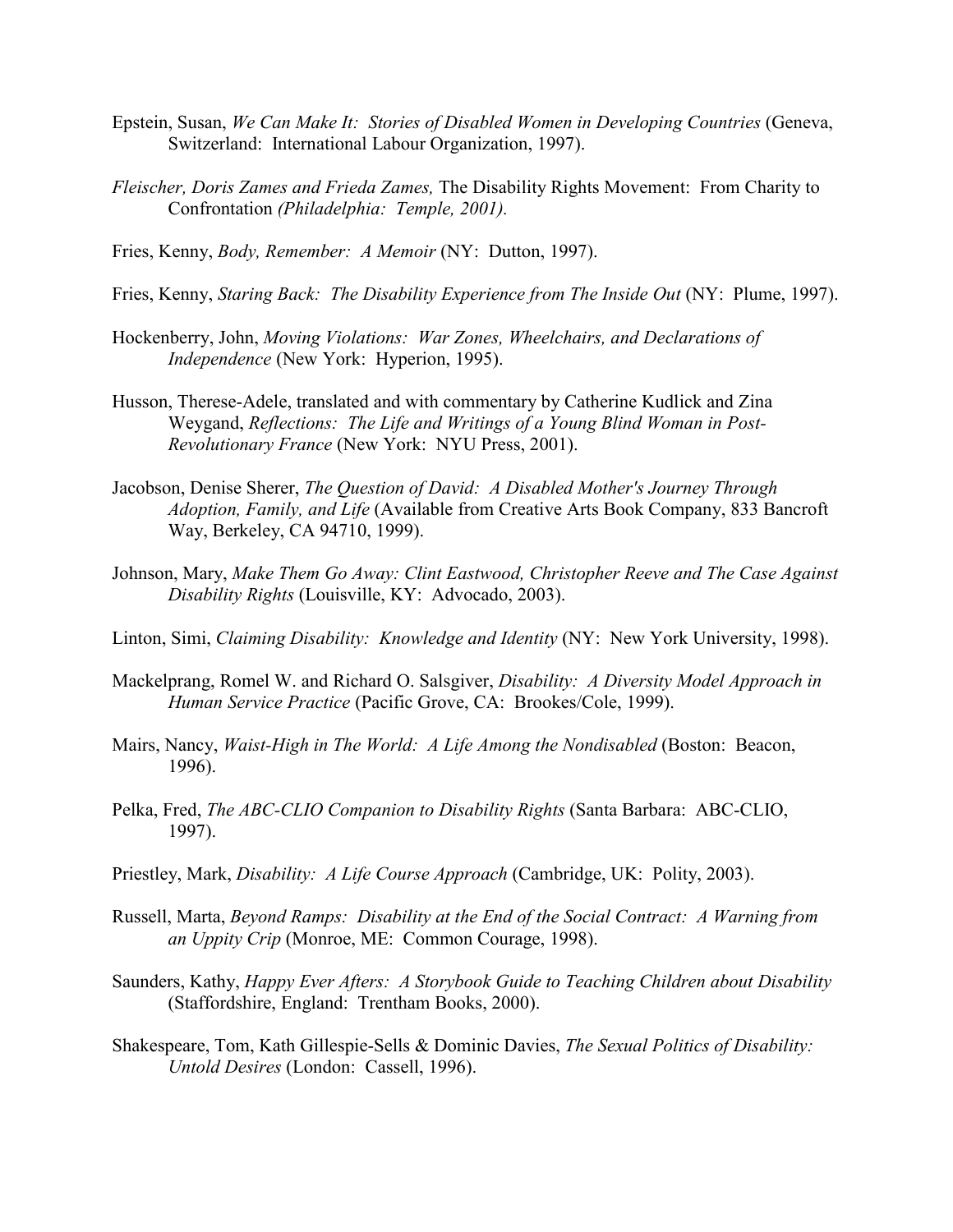Epstein, Susan, *We Can Make It: Stories of Disabled Women in Developing Countries* (Geneva, Switzerland: International Labour Organization, 1997).

*Fleischer, Doris Zames and Frieda Zames,* The Disability Rights Movement: From Charity to Confrontation *(Philadelphia: Temple, 2001).*

Fries, Kenny, *Body, Remember: A Memoir* (NY: Dutton, 1997).

Fries, Kenny, *Staring Back: The Disability Experience from The Inside Out* (NY: Plume, 1997).

Hockenberry, John, *Moving Violations: War Zones, Wheelchairs, and Declarations of Independence* (New York: Hyperion, 1995).

Husson, Therese-Adele, translated and with commentary by Catherine Kudlick and Zina Weygand, *Reflections: The Life and Writings of a Young Blind Woman in Post-Revolutionary France* (New York: NYU Press, 2001).

Jacobson, Denise Sherer, *The Question of David: A Disabled Mother's Journey Through Adoption, Family, and Life* (Available from Creative Arts Book Company, 833 Bancroft Way, Berkeley, CA 94710, 1999).

Johnson, Mary, *Make Them Go Away: Clint Eastwood, Christopher Reeve and The Case Against Disability Rights* (Louisville, KY: Advocado, 2003).

Linton, Simi, *Claiming Disability: Knowledge and Identity* (NY: New York University, 1998).

Mackelprang, Romel W. and Richard O. Salsgiver, *Disability: A Diversity Model Approach in Human Service Practice* (Pacific Grove, CA: Brookes/Cole, 1999).

Mairs, Nancy, *Waist-High in The World: A Life Among the Nondisabled* (Boston: Beacon, 1996).

Pelka, Fred, *The ABC-CLIO Companion to Disability Rights* (Santa Barbara: ABC-CLIO, 1997).

Priestley, Mark, *Disability: A Life Course Approach* (Cambridge, UK: Polity, 2003).

Russell, Marta, *Beyond Ramps: Disability at the End of the Social Contract: A Warning from an Uppity Crip* (Monroe, ME: Common Courage, 1998).

Saunders, Kathy, *Happy Ever Afters: A Storybook Guide to Teaching Children about Disability* (Staffordshire, England: Trentham Books, 2000).

Shakespeare, Tom, Kath Gillespie-Sells & Dominic Davies, *The Sexual Politics of Disability: Untold Desires* (London: Cassell, 1996).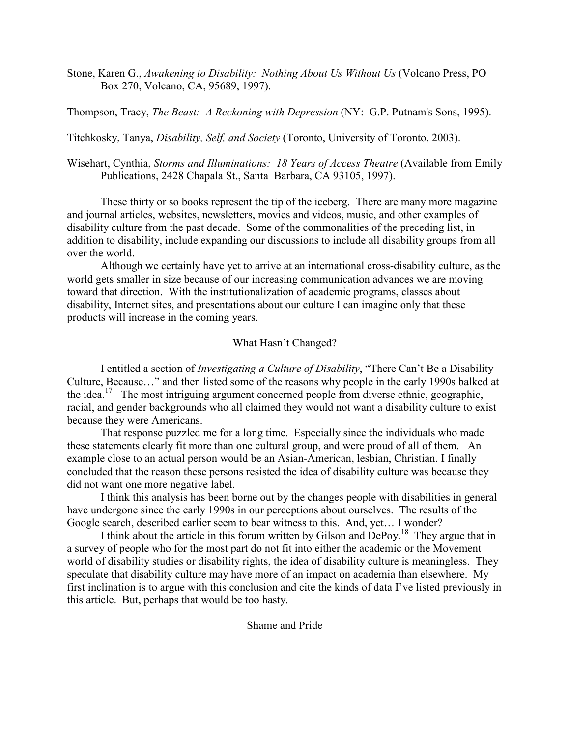Stone, Karen G., *Awakening to Disability: Nothing About Us Without Us* (Volcano Press, PO Box 270, Volcano, CA, 95689, 1997).

Thompson, Tracy, *The Beast: A Reckoning with Depression* (NY: G.P. Putnam's Sons, 1995).

Titchkosky, Tanya, *Disability, Self, and Society* (Toronto, University of Toronto, 2003).

Wisehart, Cynthia, *Storms and Illuminations: 18 Years of Access Theatre* (Available from Emily Publications, 2428 Chapala St., Santa Barbara, CA 93105, 1997).

These thirty or so books represent the tip of the iceberg. There are many more magazine and journal articles, websites, newsletters, movies and videos, music, and other examples of disability culture from the past decade. Some of the commonalities of the preceding list, in addition to disability, include expanding our discussions to include all disability groups from all over the world.

Although we certainly have yet to arrive at an international cross-disability culture, as the world gets smaller in size because of our increasing communication advances we are moving toward that direction. With the institutionalization of academic programs, classes about disability, Internet sites, and presentations about our culture I can imagine only that these products will increase in the coming years.

## What Hasn't Changed?

I entitled a section of *Investigating a Culture of Disability*, "There Can't Be a Disability Culture, Because…" and then listed some of the reasons why people in the early 1990s balked at the idea.[17] The most intriguing argument concerned people from diverse ethnic, geographic, racial, and gender backgrounds who all claimed they would not want a disability culture to exist because they were Americans.

That response puzzled me for a long time. Especially since the individuals who made these statements clearly fit more than one cultural group, and were proud of all of them. An example close to an actual person would be an Asian-American, lesbian, Christian. I finally concluded that the reason these persons resisted the idea of disability culture was because they did not want one more negative label.

I think this analysis has been borne out by the changes people with disabilities in general have undergone since the early 1990s in our perceptions about ourselves. The results of the Google search, described earlier seem to bear witness to this. And, yet… I wonder?

I think about the article in this forum written by Gilson and DePoy.[18] They argue that in a survey of people who for the most part do not fit into either the academic or the Movement world of disability studies or disability rights, the idea of disability culture is meaningless. They speculate that disability culture may have more of an impact on academia than elsewhere. My first inclination is to argue with this conclusion and cite the kinds of data I've listed previously in this article. But, perhaps that would be too hasty.

## Shame and Pride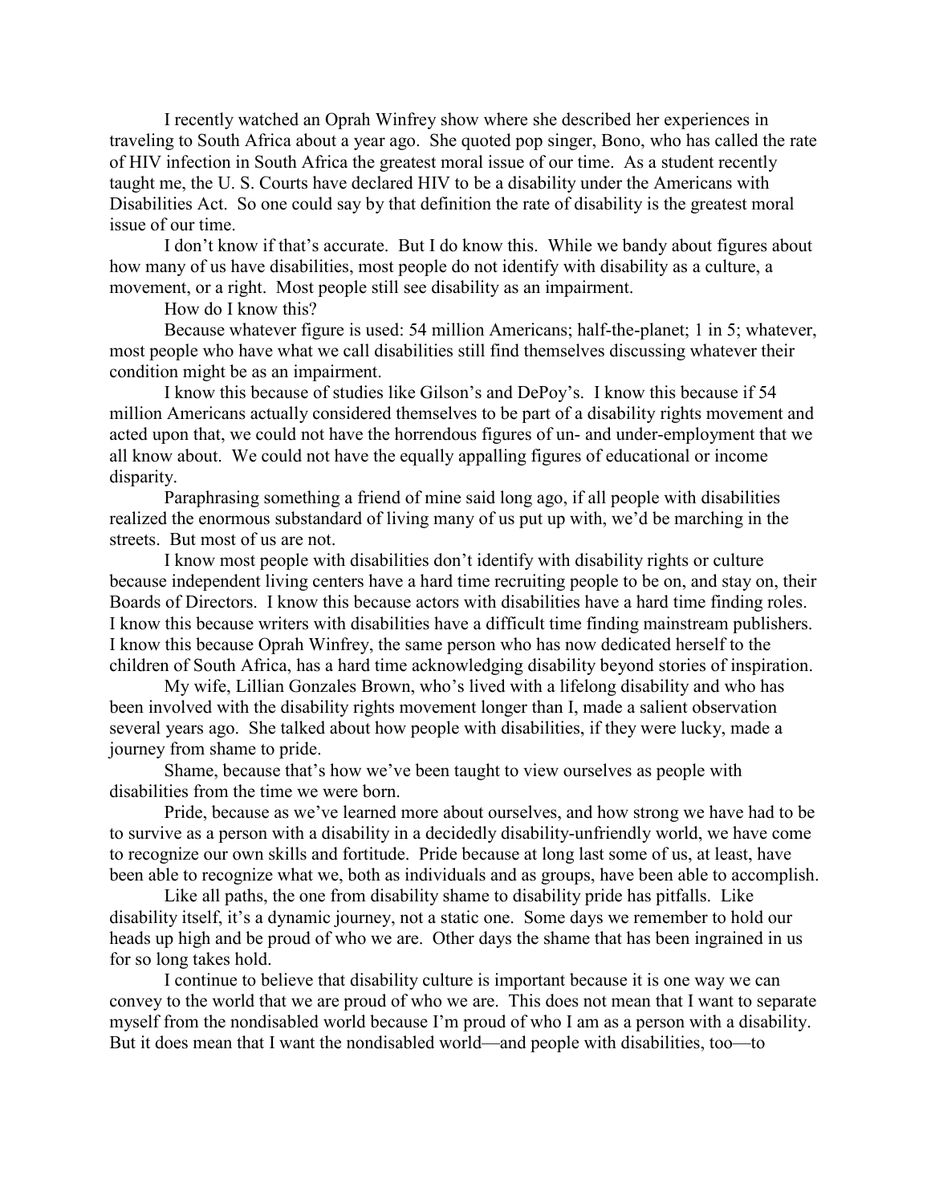I recently watched an Oprah Winfrey show where she described her experiences in traveling to South Africa about a year ago. She quoted pop singer, Bono, who has called the rate of HIV infection in South Africa the greatest moral issue of our time. As a student recently taught me, the U. S. Courts have declared HIV to be a disability under the Americans with Disabilities Act. So one could say by that definition the rate of disability is the greatest moral issue of our time.

I don't know if that's accurate. But I do know this. While we bandy about figures about how many of us have disabilities, most people do not identify with disability as a culture, a movement, or a right. Most people still see disability as an impairment.

How do I know this?

Because whatever figure is used: 54 million Americans; half-the-planet; 1 in 5; whatever, most people who have what we call disabilities still find themselves discussing whatever their condition might be as an impairment.

I know this because of studies like Gilson's and DePoy's. I know this because if 54 million Americans actually considered themselves to be part of a disability rights movement and acted upon that, we could not have the horrendous figures of un- and under-employment that we all know about. We could not have the equally appalling figures of educational or income disparity.

Paraphrasing something a friend of mine said long ago, if all people with disabilities realized the enormous substandard of living many of us put up with, we'd be marching in the streets. But most of us are not.

I know most people with disabilities don't identify with disability rights or culture because independent living centers have a hard time recruiting people to be on, and stay on, their Boards of Directors. I know this because actors with disabilities have a hard time finding roles. I know this because writers with disabilities have a difficult time finding mainstream publishers. I know this because Oprah Winfrey, the same person who has now dedicated herself to the children of South Africa, has a hard time acknowledging disability beyond stories of inspiration.

My wife, Lillian Gonzales Brown, who's lived with a lifelong disability and who has been involved with the disability rights movement longer than I, made a salient observation several years ago. She talked about how people with disabilities, if they were lucky, made a journey from shame to pride.

Shame, because that's how we've been taught to view ourselves as people with disabilities from the time we were born.

Pride, because as we've learned more about ourselves, and how strong we have had to be to survive as a person with a disability in a decidedly disability-unfriendly world, we have come to recognize our own skills and fortitude. Pride because at long last some of us, at least, have been able to recognize what we, both as individuals and as groups, have been able to accomplish.

Like all paths, the one from disability shame to disability pride has pitfalls. Like disability itself, it's a dynamic journey, not a static one. Some days we remember to hold our heads up high and be proud of who we are. Other days the shame that has been ingrained in us for so long takes hold.

I continue to believe that disability culture is important because it is one way we can convey to the world that we are proud of who we are. This does not mean that I want to separate myself from the nondisabled world because I'm proud of who I am as a person with a disability. But it does mean that I want the nondisabled world—and people with disabilities, too—to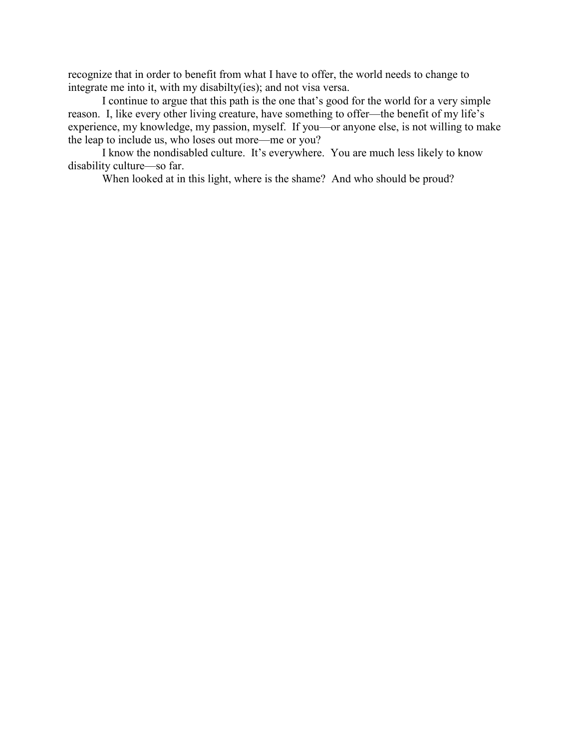recognize that in order to benefit from what I have to offer, the world needs to change to integrate me into it, with my disabilty(ies); and not visa versa.

I continue to argue that this path is the one that's good for the world for a very simple reason. I, like every other living creature, have something to offer—the benefit of my life's experience, my knowledge, my passion, myself. If you—or anyone else, is not willing to make the leap to include us, who loses out more—me or you?

I know the nondisabled culture. It's everywhere. You are much less likely to know disability culture—so far.

When looked at in this light, where is the shame? And who should be proud?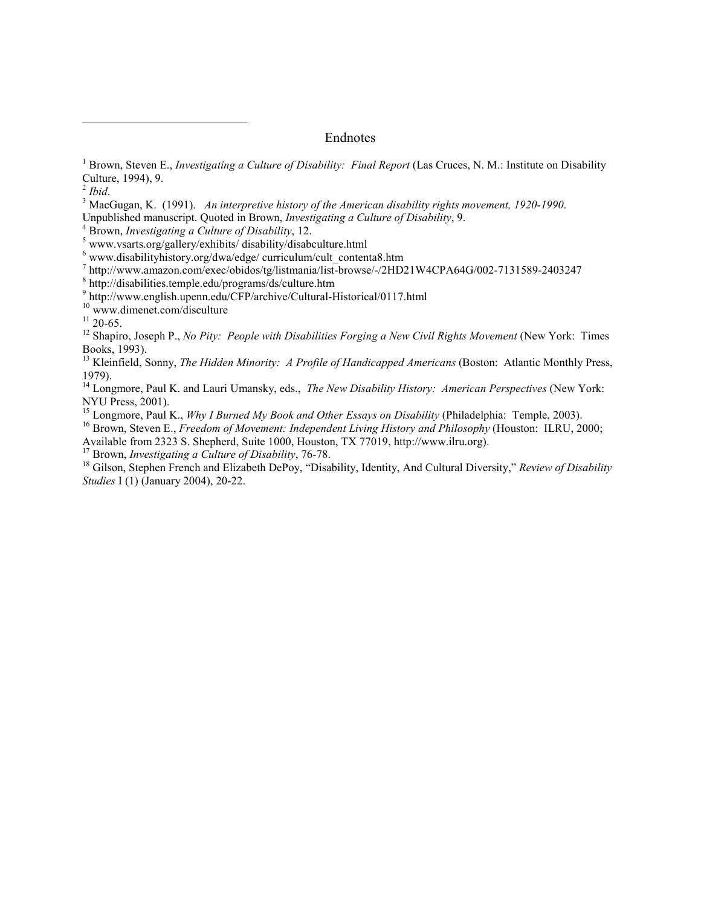## Endnotes

[1] Brown, Steven E., *Investigating a Culture of Disability: Final Report* (Las Cruces, N. M.: Institute on Disability Culture, 1994), 9.

[2] *Ibid*.

[3] MacGugan, K. (1991). *An interpretive history of the American disability rights movement, 1920-1990.* Unpublished manuscript. Quoted in Brown, *Investigating a Culture of Disability*, 9.

[4] Brown, *Investigating a Culture of Disability*, 12.

[5] www.vsarts.org/gallery/exhibits/ disability/disabculture.html

[6] www.disabilityhistory.org/dwa/edge/ curriculum/cult_contenta8.htm

[7] http://www.amazon.com/exec/obidos/tg/listmania/list-browse/-/2HD21W4CPA64G/002-7131589-2403247

[8] http://disabilities.temple.edu/programs/ds/culture.htm

[9] http://www.english.upenn.edu/CFP/archive/Cultural-Historical/0117.html

[10] www.dimenet.com/disculture

[11] 20-65.

[12] Shapiro, Joseph P., *No Pity: People with Disabilities Forging a New Civil Rights Movement* (New York: Times Books, 1993).

[13] Kleinfield, Sonny, *The Hidden Minority: A Profile of Handicapped Americans* (Boston: Atlantic Monthly Press, 1979).

[14] Longmore, Paul K. and Lauri Umansky, eds., *The New Disability History: American Perspectives* (New York: NYU Press, 2001).

[15] Longmore, Paul K., *Why I Burned My Book and Other Essays on Disability* (Philadelphia: Temple, 2003).

[16] Brown, Steven E., *Freedom of Movement: Independent Living History and Philosophy* (Houston: ILRU, 2000; Available from 2323 S. Shepherd, Suite 1000, Houston, TX 77019, http://www.ilru.org).

[17] Brown, *Investigating a Culture of Disability*, 76-78.

[18] Gilson, Stephen French and Elizabeth DePoy, "Disability, Identity, And Cultural Diversity," *Review of Disability Studies* I (1) (January 2004), 20-22.